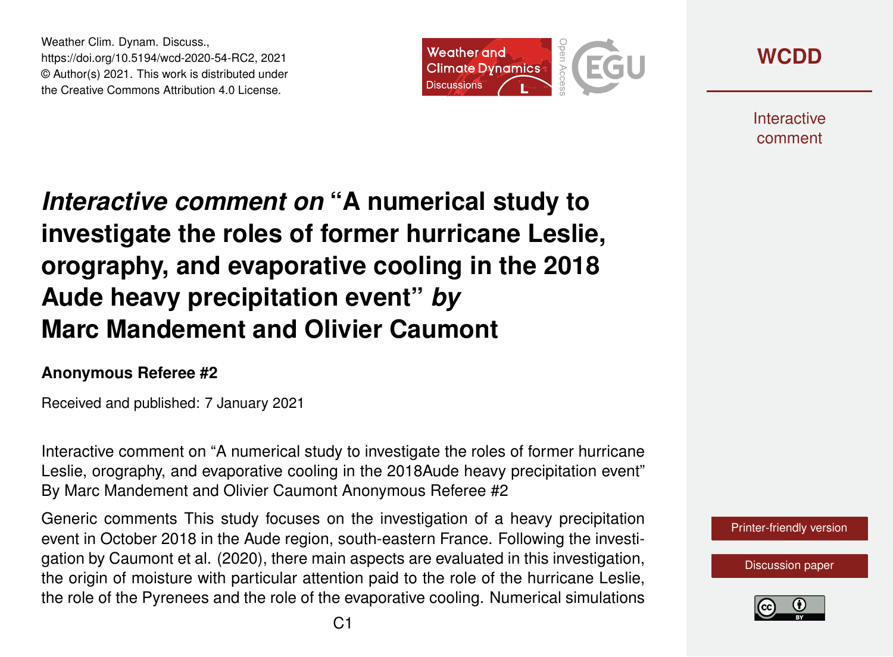# *Interactive comment on* "A numerical study to investigate the roles of former hurricane Leslie, orography, and evaporative cooling in the 2018 Aude heavy precipitation event" *by* Marc Mandement and Olivier Caumont

**Anonymous Referee #2**

Received and published: 7 January 2021

Interactive comment on "A numerical study to investigate the roles of former hurricane Leslie, orography, and evaporative cooling in the 2018Aude heavy precipitation event" By Marc Mandement and Olivier Caumont Anonymous Referee #2

Generic comments This study focuses on the investigation of a heavy precipitation event in October 2018 in the Aude region, south-eastern France. Following the investigation by Caumont et al. (2020), there main aspects are evaluated in this investigation, the origin of moisture with particular attention paid to the role of the hurricane Leslie, the role of the Pyrenees and the role of the evaporative cooling. Numerical simulations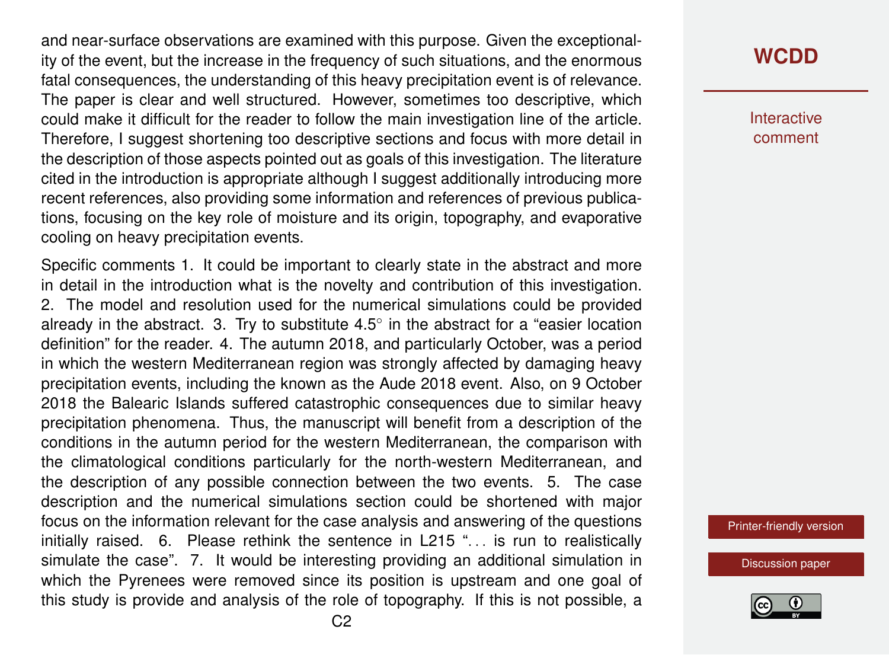and near-surface observations are examined with this purpose. Given the exceptionality of the event, but the increase in the frequency of such situations, and the enormous fatal consequences, the understanding of this heavy precipitation event is of relevance. The paper is clear and well structured. However, sometimes too descriptive, which could make it difficult for the reader to follow the main investigation line of the article. Therefore, I suggest shortening too descriptive sections and focus with more detail in the description of those aspects pointed out as goals of this investigation. The literature cited in the introduction is appropriate although I suggest additionally introducing more recent references, also providing some information and references of previous publications, focusing on the key role of moisture and its origin, topography, and evaporative cooling on heavy precipitation events.

Specific comments 1. It could be important to clearly state in the abstract and more in detail in the introduction what is the novelty and contribution of this investigation. 2. The model and resolution used for the numerical simulations could be provided already in the abstract. 3. Try to substitute 4.5° in the abstract for a "easier location definition" for the reader. 4. The autumn 2018, and particularly October, was a period in which the western Mediterranean region was strongly affected by damaging heavy precipitation events, including the known as the Aude 2018 event. Also, on 9 October 2018 the Balearic Islands suffered catastrophic consequences due to similar heavy precipitation phenomena. Thus, the manuscript will benefit from a description of the conditions in the autumn period for the western Mediterranean, the comparison with the climatological conditions particularly for the north-western Mediterranean, and the description of any possible connection between the two events. 5. The case description and the numerical simulations section could be shortened with major focus on the information relevant for the case analysis and answering of the questions initially raised. 6. Please rethink the sentence in L215 "... is run to realistically simulate the case". 7. It would be interesting providing an additional simulation in which the Pyrenees were removed since its position is upstream and one goal of this study is provide and analysis of the role of topography. If this is not possible, a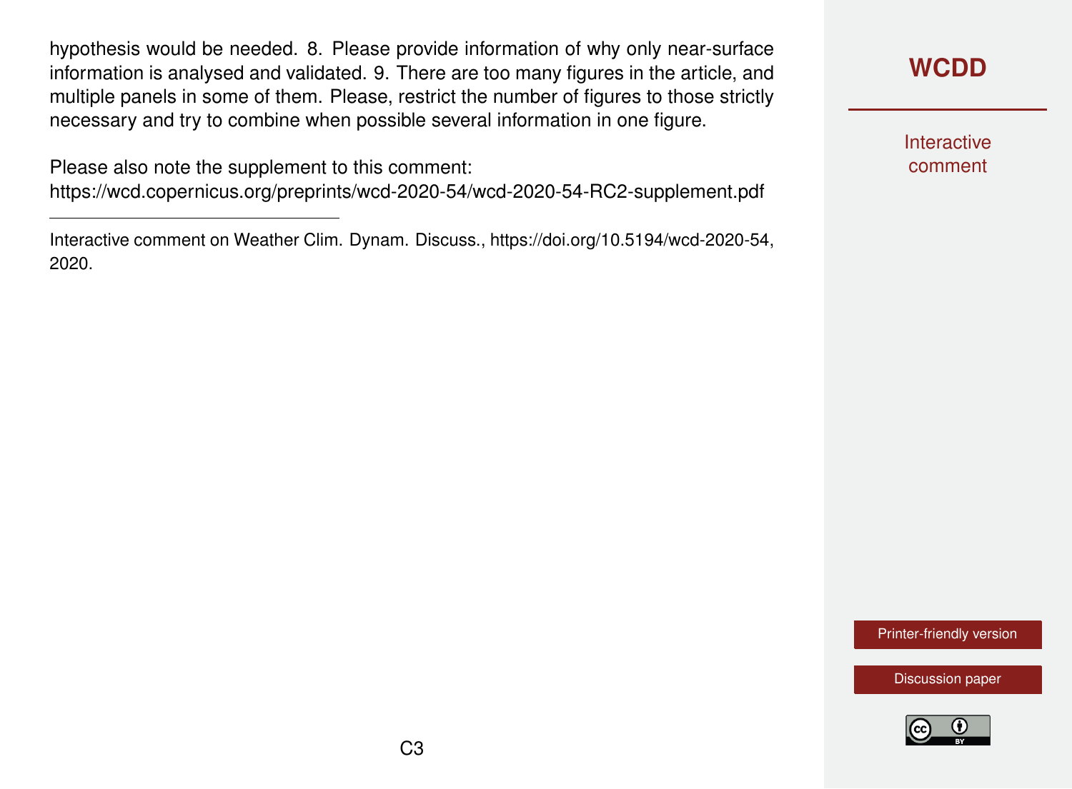hypothesis would be needed. 8. Please provide information of why only near-surface information is analysed and validated. 9. There are too many figures in the article, and multiple panels in some of them. Please, restrict the number of figures to those strictly necessary and try to combine when possible several information in one figure.

Please also note the supplement to this comment:
https://wcd.copernicus.org/preprints/wcd-2020-54/wcd-2020-54-RC2-supplement.pdf

---

Interactive comment on Weather Clim. Dynam. Discuss., https://doi.org/10.5194/wcd-2020-54, 2020.